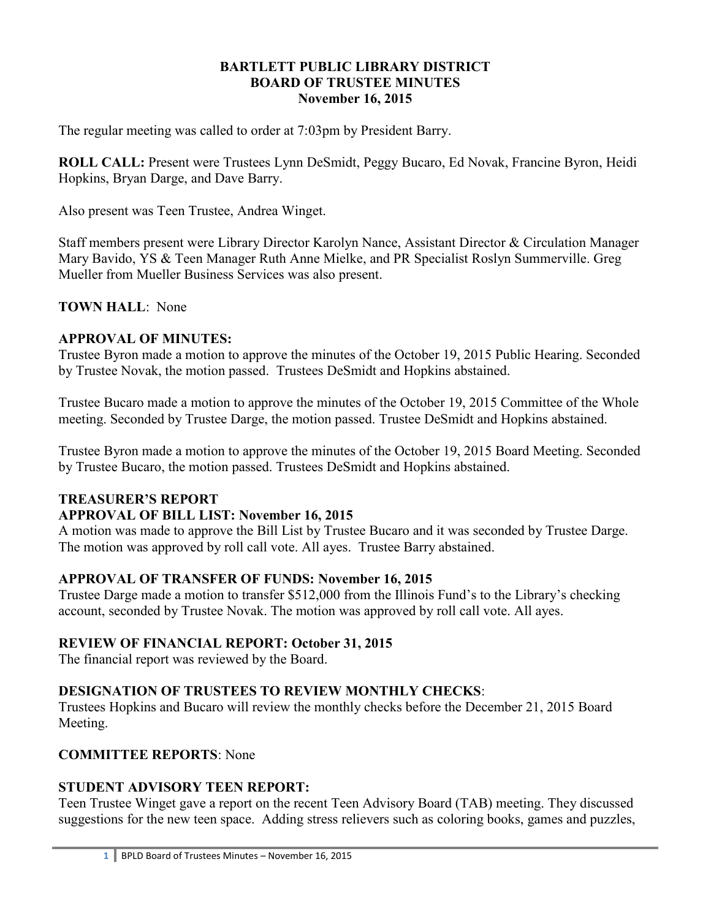# BARTLETT PUBLIC LIBRARY DISTRICT
## BOARD OF TRUSTEE MINUTES
### November 16, 2015

The regular meeting was called to order at 7:03pm by President Barry.

**ROLL CALL:** Present were Trustees Lynn DeSmidt, Peggy Bucaro, Ed Novak, Francine Byron, Heidi Hopkins, Bryan Darge, and Dave Barry.

Also present was Teen Trustee, Andrea Winget.

Staff members present were Library Director Karolyn Nance, Assistant Director & Circulation Manager Mary Bavido, YS & Teen Manager Ruth Anne Mielke, and PR Specialist Roslyn Summerville. Greg Mueller from Mueller Business Services was also present.

**TOWN HALL**: None

**APPROVAL OF MINUTES:**

Trustee Byron made a motion to approve the minutes of the October 19, 2015 Public Hearing. Seconded by Trustee Novak, the motion passed. Trustees DeSmidt and Hopkins abstained.

Trustee Bucaro made a motion to approve the minutes of the October 19, 2015 Committee of the Whole meeting. Seconded by Trustee Darge, the motion passed. Trustee DeSmidt and Hopkins abstained.

Trustee Byron made a motion to approve the minutes of the October 19, 2015 Board Meeting. Seconded by Trustee Bucaro, the motion passed. Trustees DeSmidt and Hopkins abstained.

**TREASURER'S REPORT**

**APPROVAL OF BILL LIST: November 16, 2015**

A motion was made to approve the Bill List by Trustee Bucaro and it was seconded by Trustee Darge. The motion was approved by roll call vote. All ayes. Trustee Barry abstained.

**APPROVAL OF TRANSFER OF FUNDS: November 16, 2015**

Trustee Darge made a motion to transfer $512,000 from the Illinois Fund's to the Library's checking account, seconded by Trustee Novak. The motion was approved by roll call vote. All ayes.

**REVIEW OF FINANCIAL REPORT: October 31, 2015**

The financial report was reviewed by the Board.

**DESIGNATION OF TRUSTEES TO REVIEW MONTHLY CHECKS**:

Trustees Hopkins and Bucaro will review the monthly checks before the December 21, 2015 Board Meeting.

**COMMITTEE REPORTS**: None

**STUDENT ADVISORY TEEN REPORT:**

Teen Trustee Winget gave a report on the recent Teen Advisory Board (TAB) meeting. They discussed suggestions for the new teen space. Adding stress relievers such as coloring books, games and puzzles,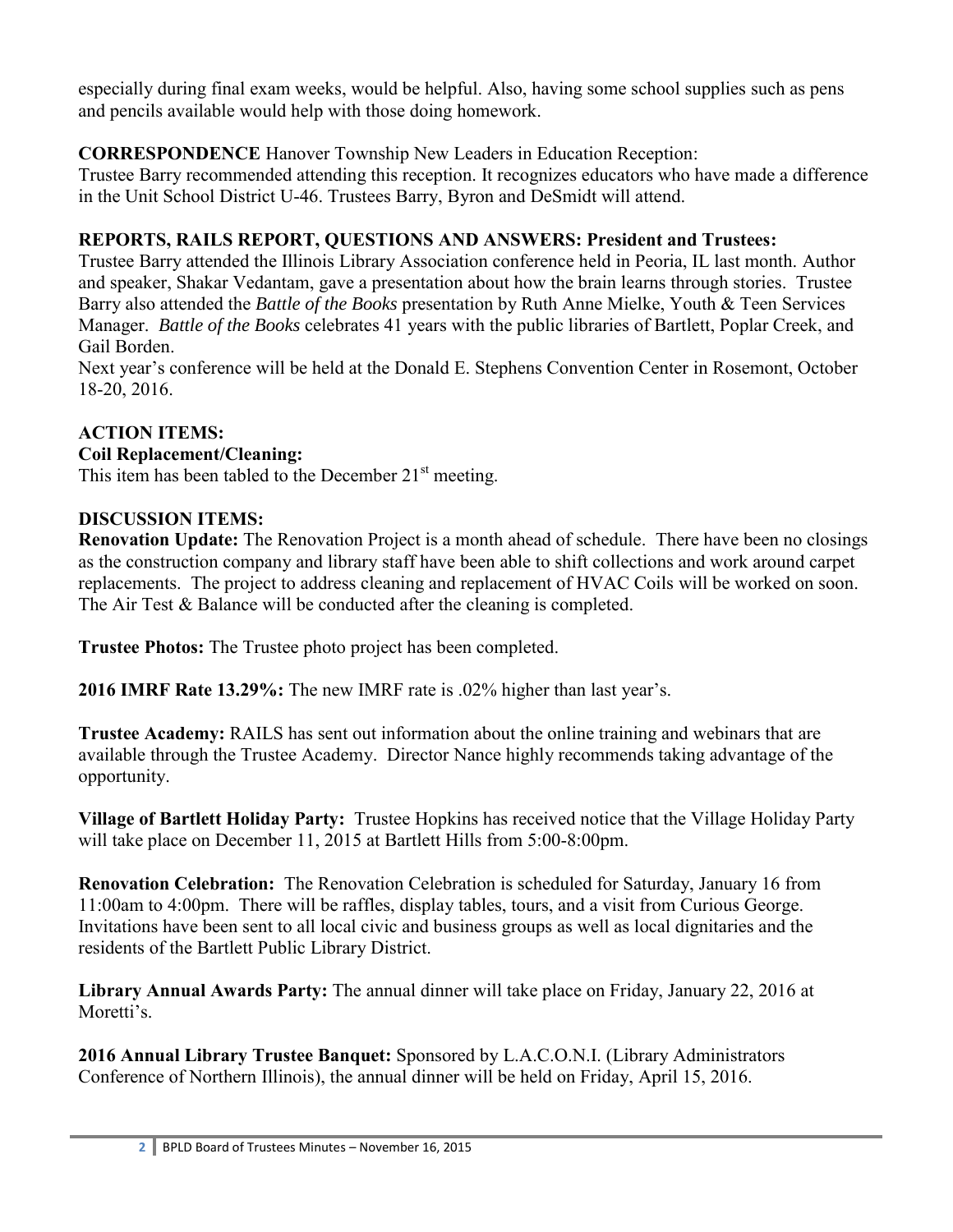especially during final exam weeks, would be helpful. Also, having some school supplies such as pens and pencils available would help with those doing homework.

**CORRESPONDENCE** Hanover Township New Leaders in Education Reception:
Trustee Barry recommended attending this reception. It recognizes educators who have made a difference in the Unit School District U-46. Trustees Barry, Byron and DeSmidt will attend.

**REPORTS, RAILS REPORT, QUESTIONS AND ANSWERS: President and Trustees:**
Trustee Barry attended the Illinois Library Association conference held in Peoria, IL last month. Author and speaker, Shakar Vedantam, gave a presentation about how the brain learns through stories. Trustee Barry also attended the *Battle of the Books* presentation by Ruth Anne Mielke, Youth & Teen Services Manager. *Battle of the Books* celebrates 41 years with the public libraries of Bartlett, Poplar Creek, and Gail Borden.
Next year's conference will be held at the Donald E. Stephens Convention Center in Rosemont, October 18-20, 2016.

**ACTION ITEMS:**
**Coil Replacement/Cleaning:**
This item has been tabled to the December 21st meeting.

**DISCUSSION ITEMS:**
**Renovation Update:** The Renovation Project is a month ahead of schedule. There have been no closings as the construction company and library staff have been able to shift collections and work around carpet replacements. The project to address cleaning and replacement of HVAC Coils will be worked on soon. The Air Test & Balance will be conducted after the cleaning is completed.

**Trustee Photos:** The Trustee photo project has been completed.

**2016 IMRF Rate 13.29%:** The new IMRF rate is .02% higher than last year's.

**Trustee Academy:** RAILS has sent out information about the online training and webinars that are available through the Trustee Academy. Director Nance highly recommends taking advantage of the opportunity.

**Village of Bartlett Holiday Party:** Trustee Hopkins has received notice that the Village Holiday Party will take place on December 11, 2015 at Bartlett Hills from 5:00-8:00pm.

**Renovation Celebration:** The Renovation Celebration is scheduled for Saturday, January 16 from 11:00am to 4:00pm. There will be raffles, display tables, tours, and a visit from Curious George. Invitations have been sent to all local civic and business groups as well as local dignitaries and the residents of the Bartlett Public Library District.

**Library Annual Awards Party:** The annual dinner will take place on Friday, January 22, 2016 at Moretti's.

**2016 Annual Library Trustee Banquet:** Sponsored by L.A.C.O.N.I. (Library Administrators Conference of Northern Illinois), the annual dinner will be held on Friday, April 15, 2016.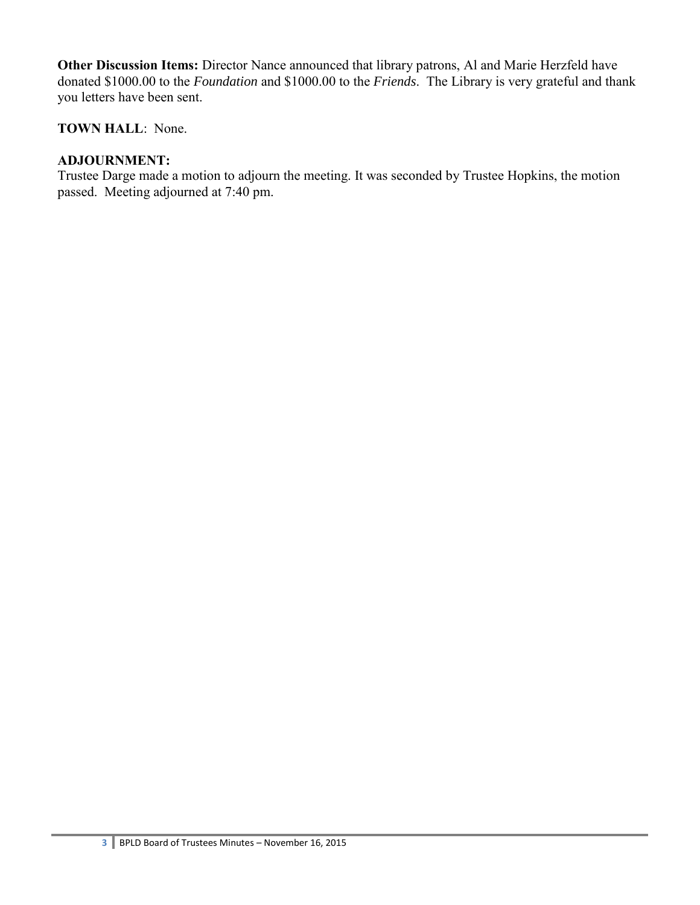**Other Discussion Items:** Director Nance announced that library patrons, Al and Marie Herzfeld have donated $1000.00 to the *Foundation* and $1000.00 to the *Friends*. The Library is very grateful and thank you letters have been sent.

**TOWN HALL**: None.

**ADJOURNMENT:**

Trustee Darge made a motion to adjourn the meeting. It was seconded by Trustee Hopkins, the motion passed. Meeting adjourned at 7:40 pm.